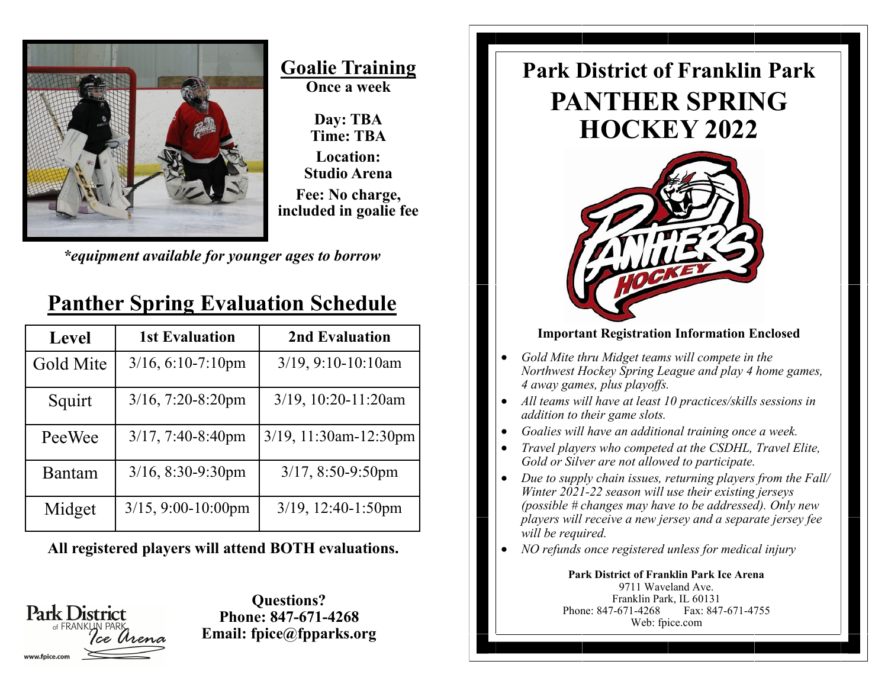## Goalie Training

**Once a week**

**Day: TBA**
**Time: TBA**

**Location:**
**Studio Arena**

**Fee: No charge, included in goalie fee**

***equipment available for younger ages to borrow***

## Panther Spring Evaluation Schedule

| Level | 1st Evaluation | 2nd Evaluation |
|---|---|---|
| Gold Mite | 3/16, 6:10-7:10pm | 3/19, 9:10-10:10am |
| Squirt | 3/16, 7:20-8:20pm | 3/19, 10:20-11:20am |
| PeeWee | 3/17, 7:40-8:40pm | 3/19, 11:30am-12:30pm |
| Bantam | 3/16, 8:30-9:30pm | 3/17, 8:50-9:50pm |
| Midget | 3/15, 9:00-10:00pm | 3/19, 12:40-1:50pm |

**All registered players will attend BOTH evaluations.**

Park District of FRANKLIN PARK Ice Arena
www.fpice.com

**Questions?**
**Phone: 847-671-4268**
**Email: fpice@fpparks.org**

# Park District of Franklin Park

# PANTHER SPRING HOCKEY 2022

**Important Registration Information Enclosed**

- *Gold Mite thru Midget teams will compete in the Northwest Hockey Spring League and play 4 home games, 4 away games, plus playoffs.*
- *All teams will have at least 10 practices/skills sessions in addition to their game slots.*
- *Goalies will have an additional training once a week.*
- *Travel players who competed at the CSDHL, Travel Elite, Gold or Silver are not allowed to participate.*
- *Due to supply chain issues, returning players from the Fall/ Winter 2021-22 season will use their existing jerseys (possible # changes may have to be addressed). Only new players will receive a new jersey and a separate jersey fee will be required.*
- *NO refunds once registered unless for medical injury*

**Park District of Franklin Park Ice Arena**
9711 Waveland Ave.
Franklin Park, IL 60131
Phone: 847-671-4268 Fax: 847-671-4755
Web: fpice.com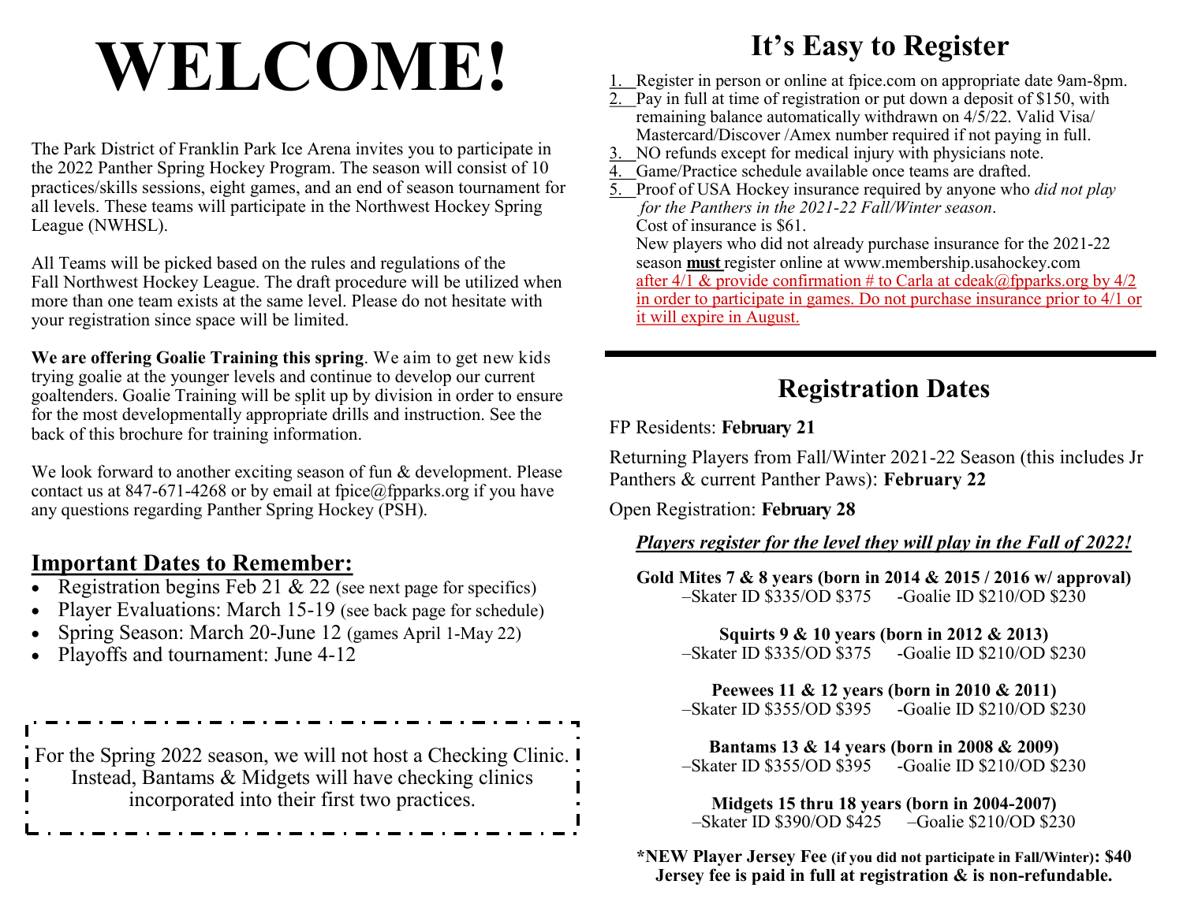# WELCOME!

The Park District of Franklin Park Ice Arena invites you to participate in the 2022 Panther Spring Hockey Program. The season will consist of 10 practices/skills sessions, eight games, and an end of season tournament for all levels. These teams will participate in the Northwest Hockey Spring League (NWHSL).

All Teams will be picked based on the rules and regulations of the Fall Northwest Hockey League. The draft procedure will be utilized when more than one team exists at the same level. Please do not hesitate with your registration since space will be limited.

**We are offering Goalie Training this spring**. We aim to get new kids trying goalie at the younger levels and continue to develop our current goaltenders. Goalie Training will be split up by division in order to ensure for the most developmentally appropriate drills and instruction. See the back of this brochure for training information.

We look forward to another exciting season of fun & development. Please contact us at 847-671-4268 or by email at fpice@fpparks.org if you have any questions regarding Panther Spring Hockey (PSH).

## Important Dates to Remember:

- Registration begins Feb 21 & 22 (see next page for specifics)
- Player Evaluations: March 15-19 (see back page for schedule)
- Spring Season: March 20-June 12 (games April 1-May 22)
- Playoffs and tournament: June 4-12

For the Spring 2022 season, we will not host a Checking Clinic. Instead, Bantams & Midgets will have checking clinics incorporated into their first two practices.

## It's Easy to Register

1. Register in person or online at fpice.com on appropriate date 9am-8pm.
2. Pay in full at time of registration or put down a deposit of $150, with remaining balance automatically withdrawn on 4/5/22. Valid Visa/ Mastercard/Discover /Amex number required if not paying in full.
3. NO refunds except for medical injury with physicians note.
4. Game/Practice schedule available once teams are drafted.
5. Proof of USA Hockey insurance required by anyone who *did not play for the Panthers in the 2021-22 Fall/Winter season*.
   Cost of insurance is $61.
   New players who did not already purchase insurance for the 2021-22 season **must** register online at www.membership.usahockey.com after 4/1 & provide confirmation # to Carla at cdeak@fpparks.org by 4/2 in order to participate in games. Do not purchase insurance prior to 4/1 or it will expire in August.

## Registration Dates

FP Residents: **February 21**

Returning Players from Fall/Winter 2021-22 Season (this includes Jr Panthers & current Panther Paws): **February 22**

Open Registration: **February 28**

***Players register for the level they will play in the Fall of 2022!***

**Gold Mites 7 & 8 years (born in 2014 & 2015 / 2016 w/ approval)**
–Skater ID $335/OD $375 -Goalie ID $210/OD $230

**Squirts 9 & 10 years (born in 2012 & 2013)**
–Skater ID $335/OD $375 -Goalie ID $210/OD $230

**Peewees 11 & 12 years (born in 2010 & 2011)**
–Skater ID $355/OD $395 -Goalie ID $210/OD $230

**Bantams 13 & 14 years (born in 2008 & 2009)**
–Skater ID $355/OD $395 -Goalie ID $210/OD $230

**Midgets 15 thru 18 years (born in 2004-2007)**
–Skater ID $390/OD $425 –Goalie $210/OD $230

**\*NEW Player Jersey Fee (if you did not participate in Fall/Winter): $40**
**Jersey fee is paid in full at registration & is non-refundable.**